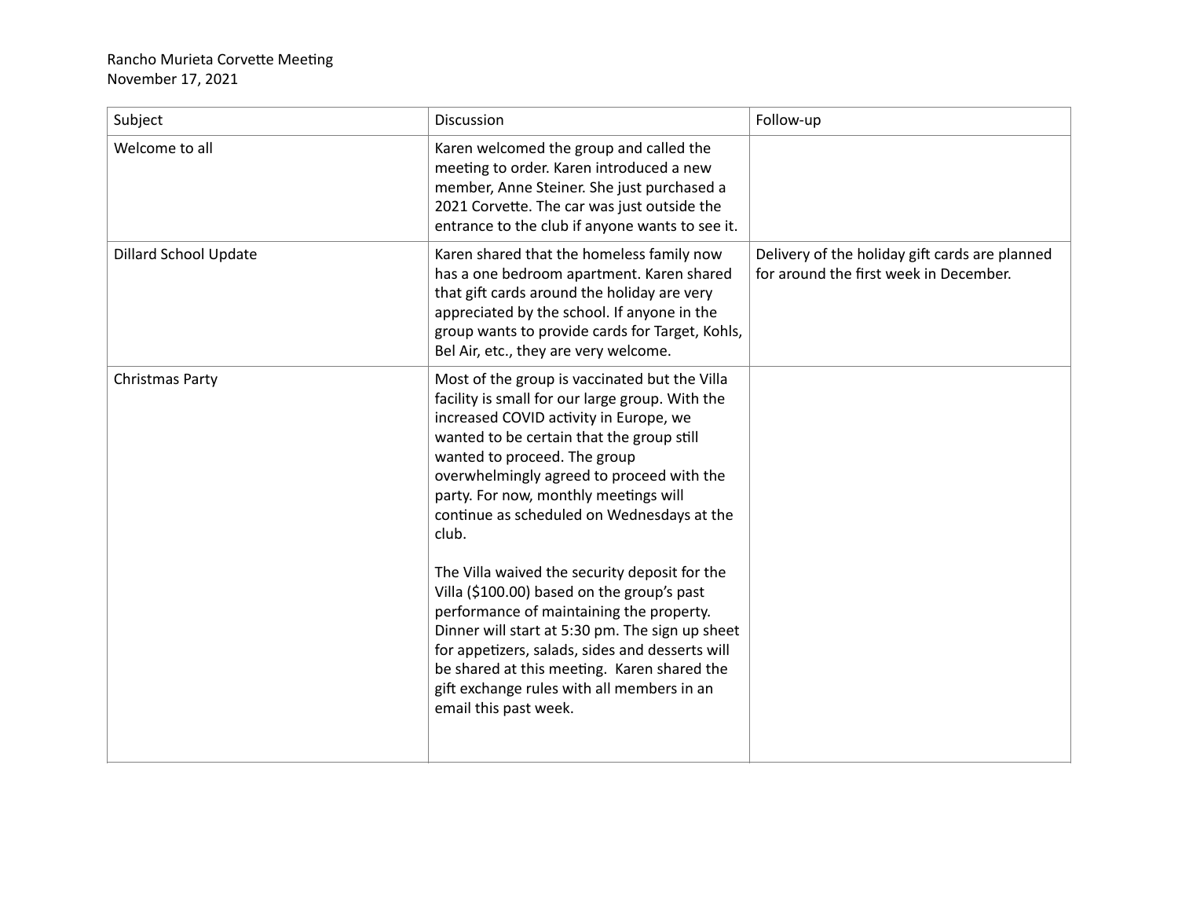Rancho Murieta Corvette Meeting
November 17, 2021

| Subject | Discussion | Follow-up |
|---|---|---|
| Welcome to all | Karen welcomed the group and called the meeting to order. Karen introduced a new member, Anne Steiner. She just purchased a 2021 Corvette. The car was just outside the entrance to the club if anyone wants to see it. | |
| Dillard School Update | Karen shared that the homeless family now has a one bedroom apartment. Karen shared that gift cards around the holiday are very appreciated by the school. If anyone in the group wants to provide cards for Target, Kohls, Bel Air, etc., they are very welcome. | Delivery of the holiday gift cards are planned for around the first week in December. |
| Christmas Party | Most of the group is vaccinated but the Villa facility is small for our large group. With the increased COVID activity in Europe, we wanted to be certain that the group still wanted to proceed. The group overwhelmingly agreed to proceed with the party. For now, monthly meetings will continue as scheduled on Wednesdays at the club.<br><br>The Villa waived the security deposit for the Villa ($100.00) based on the group's past performance of maintaining the property. Dinner will start at 5:30 pm. The sign up sheet for appetizers, salads, sides and desserts will be shared at this meeting. Karen shared the gift exchange rules with all members in an email this past week. | |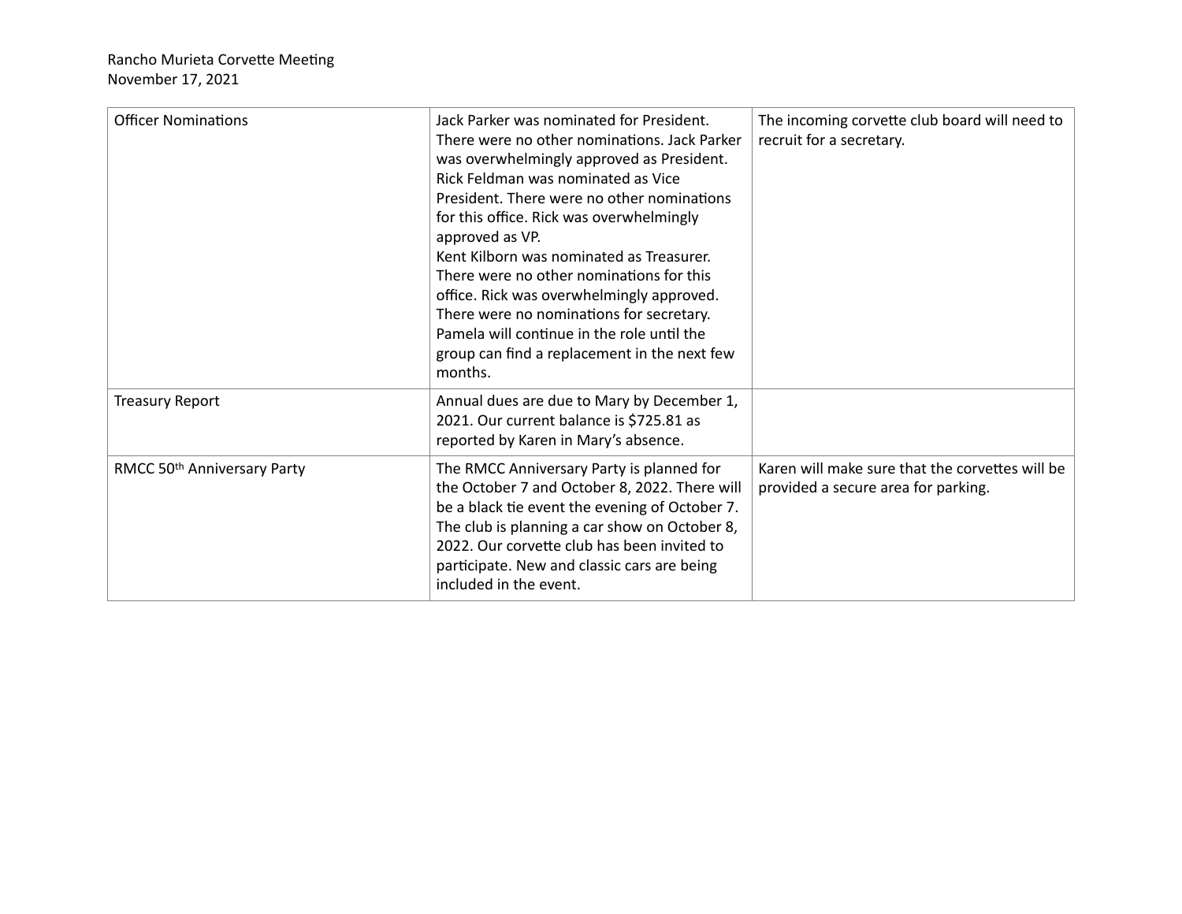Rancho Murieta Corvette Meeting
November 17, 2021

| | | |
|---|---|---|
| Officer Nominations | Jack Parker was nominated for President. There were no other nominations. Jack Parker was overwhelmingly approved as President. Rick Feldman was nominated as Vice President. There were no other nominations for this office. Rick was overwhelmingly approved as VP. Kent Kilborn was nominated as Treasurer. There were no other nominations for this office. Rick was overwhelmingly approved. There were no nominations for secretary. Pamela will continue in the role until the group can find a replacement in the next few months. | The incoming corvette club board will need to recruit for a secretary. |
| Treasury Report | Annual dues are due to Mary by December 1, 2021. Our current balance is $725.81 as reported by Karen in Mary's absence. | |
| RMCC 50th Anniversary Party | The RMCC Anniversary Party is planned for the October 7 and October 8, 2022. There will be a black tie event the evening of October 7. The club is planning a car show on October 8, 2022. Our corvette club has been invited to participate. New and classic cars are being included in the event. | Karen will make sure that the corvettes will be provided a secure area for parking. |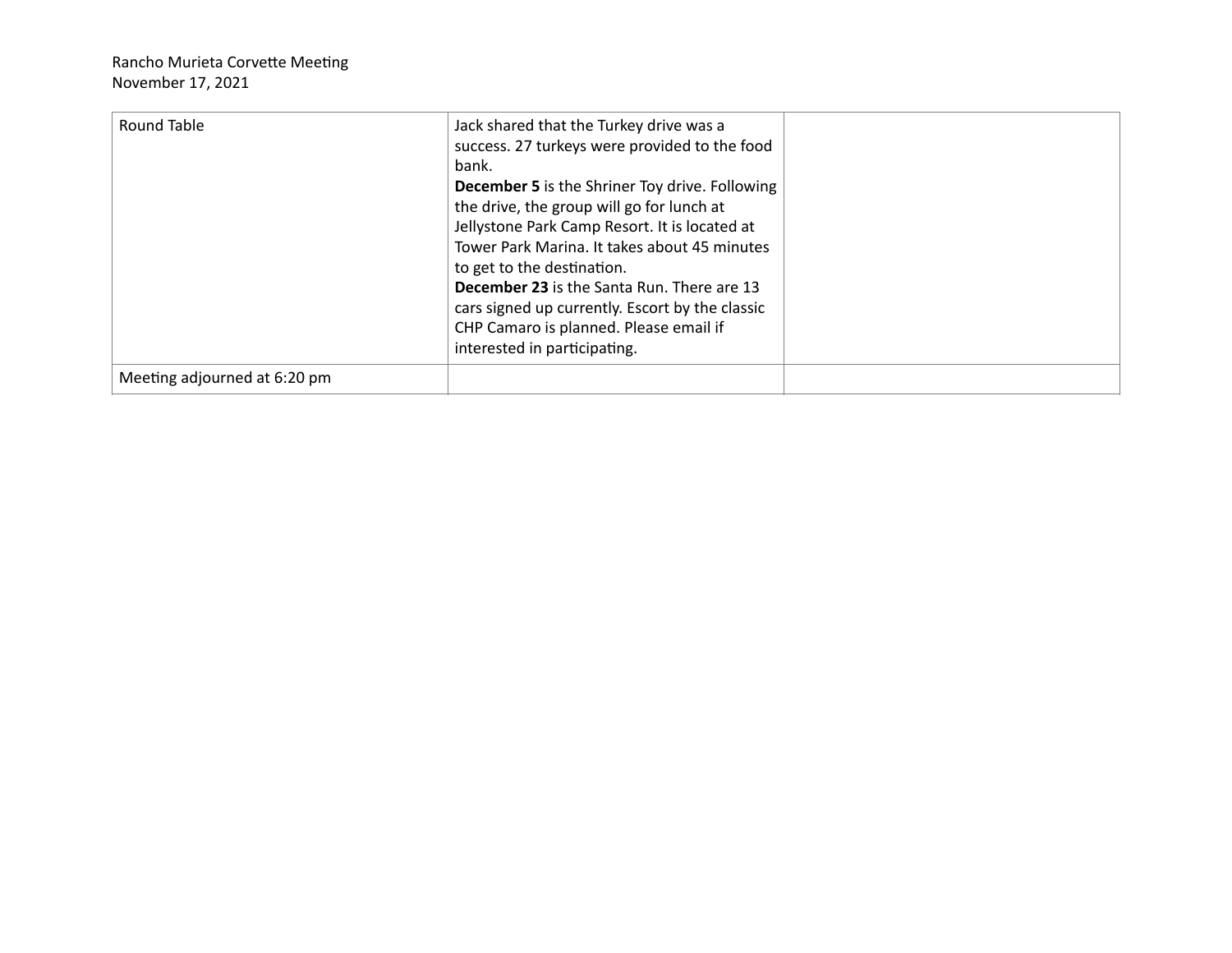Rancho Murieta Corvette Meeting
November 17, 2021

| | | |
|---|---|---|
| Round Table | Jack shared that the Turkey drive was a success. 27 turkeys were provided to the food bank. **December 5** is the Shriner Toy drive. Following the drive, the group will go for lunch at Jellystone Park Camp Resort. It is located at Tower Park Marina. It takes about 45 minutes to get to the destination. **December 23** is the Santa Run. There are 13 cars signed up currently. Escort by the classic CHP Camaro is planned. Please email if interested in participating. | |
| Meeting adjourned at 6:20 pm | | |